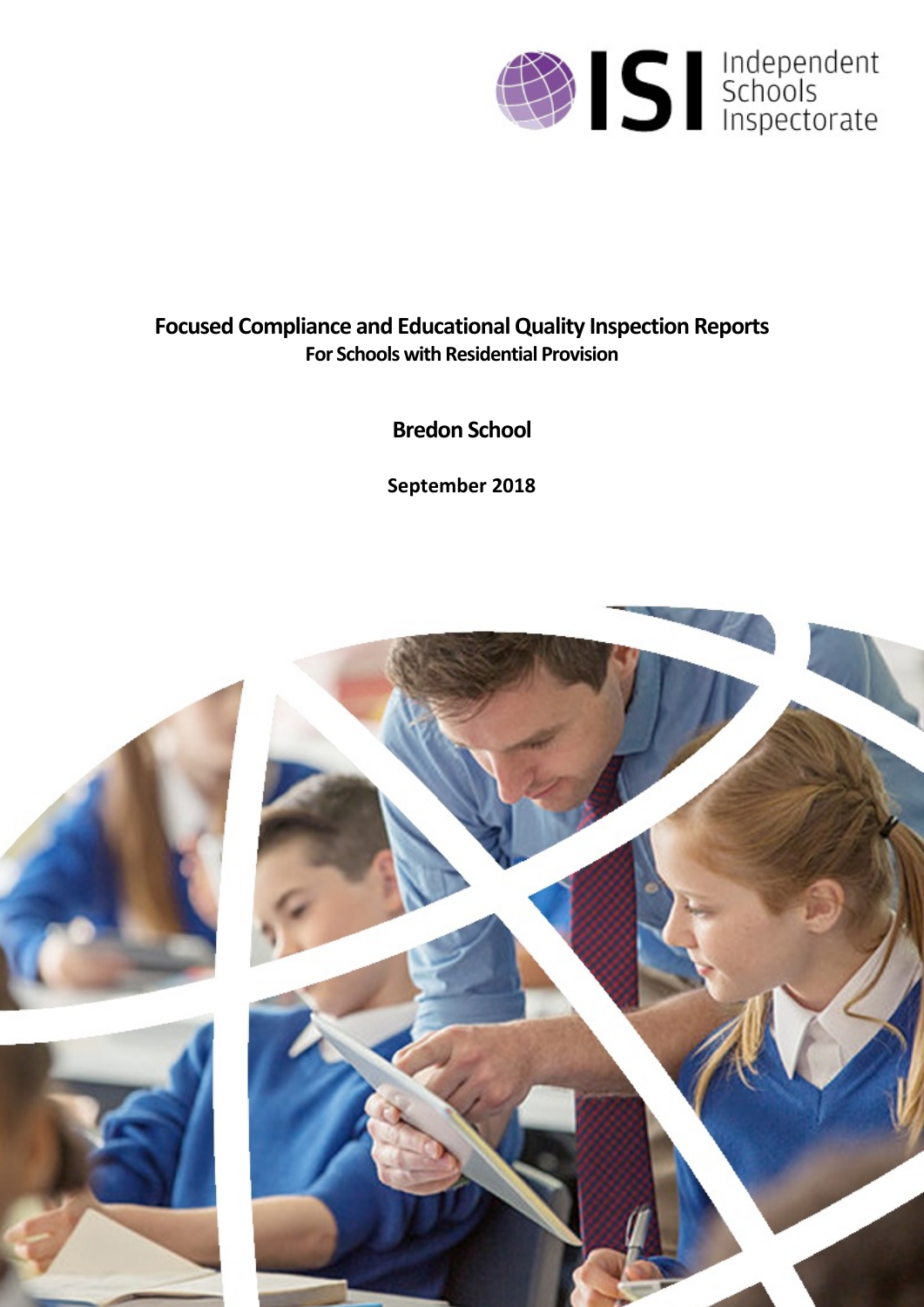# Focused Compliance and Educational Quality Inspection Reports

## For Schools with Residential Provision

## Bredon School

**September 2018**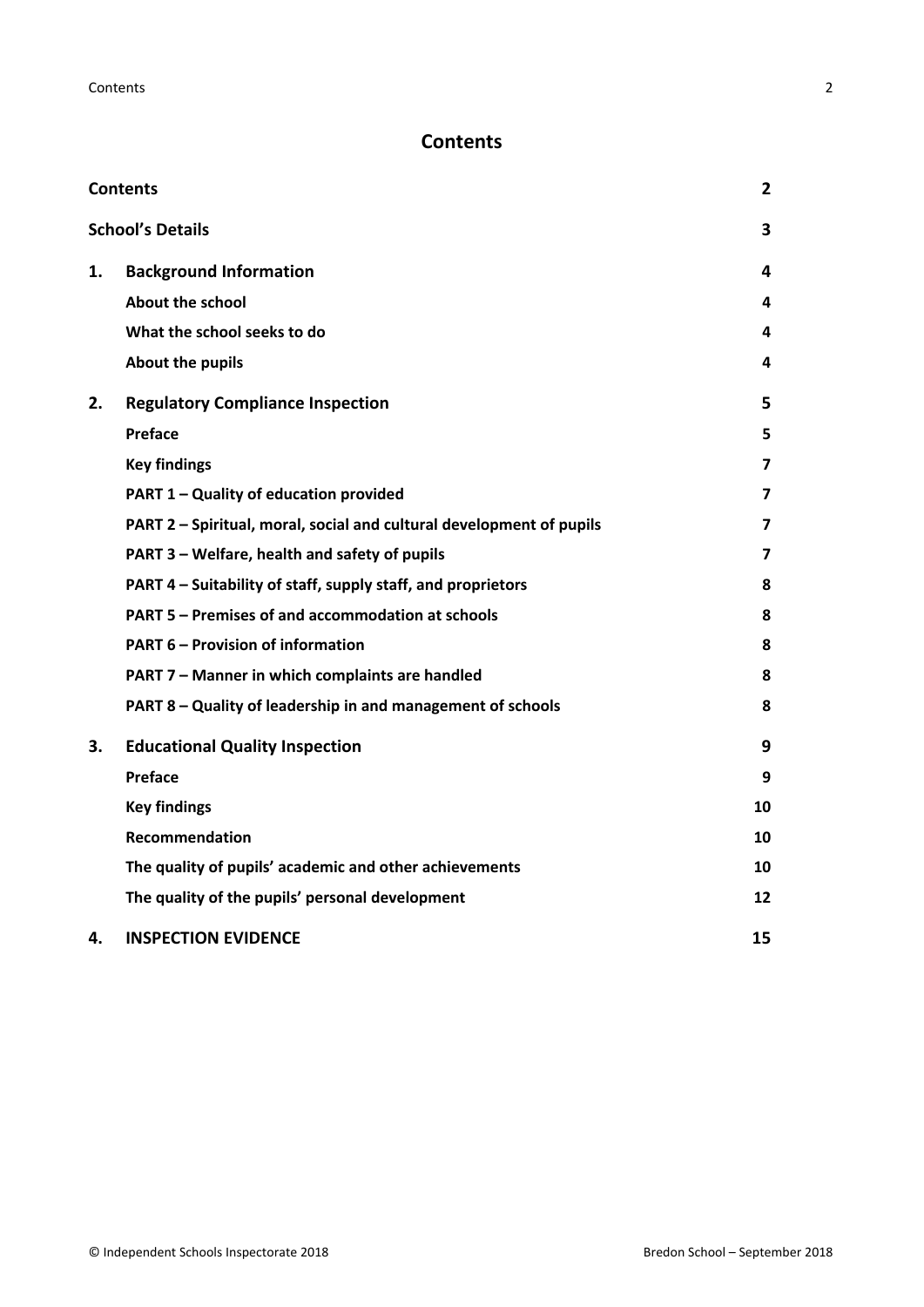# Contents

| | | |
|---|---|---|
| **Contents** | | **2** |
| **School's Details** | | **3** |
| **1.** | **Background Information** | **4** |
| | **About the school** | **4** |
| | **What the school seeks to do** | **4** |
| | **About the pupils** | **4** |
| **2.** | **Regulatory Compliance Inspection** | **5** |
| | **Preface** | **5** |
| | **Key findings** | **7** |
| | **PART 1 – Quality of education provided** | **7** |
| | **PART 2 – Spiritual, moral, social and cultural development of pupils** | **7** |
| | **PART 3 – Welfare, health and safety of pupils** | **7** |
| | **PART 4 – Suitability of staff, supply staff, and proprietors** | **8** |
| | **PART 5 – Premises of and accommodation at schools** | **8** |
| | **PART 6 – Provision of information** | **8** |
| | **PART 7 – Manner in which complaints are handled** | **8** |
| | **PART 8 – Quality of leadership in and management of schools** | **8** |
| **3.** | **Educational Quality Inspection** | **9** |
| | **Preface** | **9** |
| | **Key findings** | **10** |
| | **Recommendation** | **10** |
| | **The quality of pupils' academic and other achievements** | **10** |
| | **The quality of the pupils' personal development** | **12** |
| **4.** | **INSPECTION EVIDENCE** | **15** |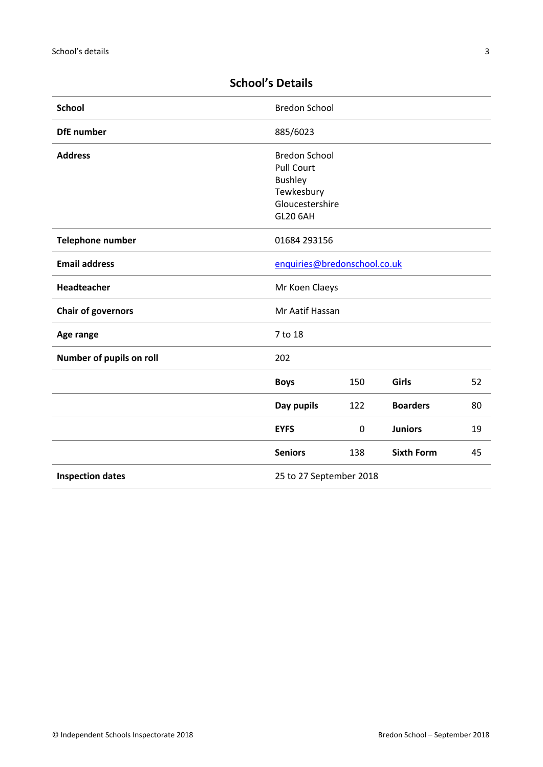## School's Details

| | | | | |
|---|---|---|---|---|
| **School** | Bredon School | | | |
| **DfE number** | 885/6023 | | | |
| **Address** | Bredon School<br>Pull Court<br>Bushley<br>Tewkesbury<br>Gloucestershire<br>GL20 6AH | | | |
| **Telephone number** | 01684 293156 | | | |
| **Email address** | enquiries@bredonschool.co.uk | | | |
| **Headteacher** | Mr Koen Claeys | | | |
| **Chair of governors** | Mr Aatif Hassan | | | |
| **Age range** | 7 to 18 | | | |
| **Number of pupils on roll** | 202 | | | |
| | **Boys** | 150 | **Girls** | 52 |
| | **Day pupils** | 122 | **Boarders** | 80 |
| | **EYFS** | 0 | **Juniors** | 19 |
| | **Seniors** | 138 | **Sixth Form** | 45 |
| **Inspection dates** | 25 to 27 September 2018 | | | |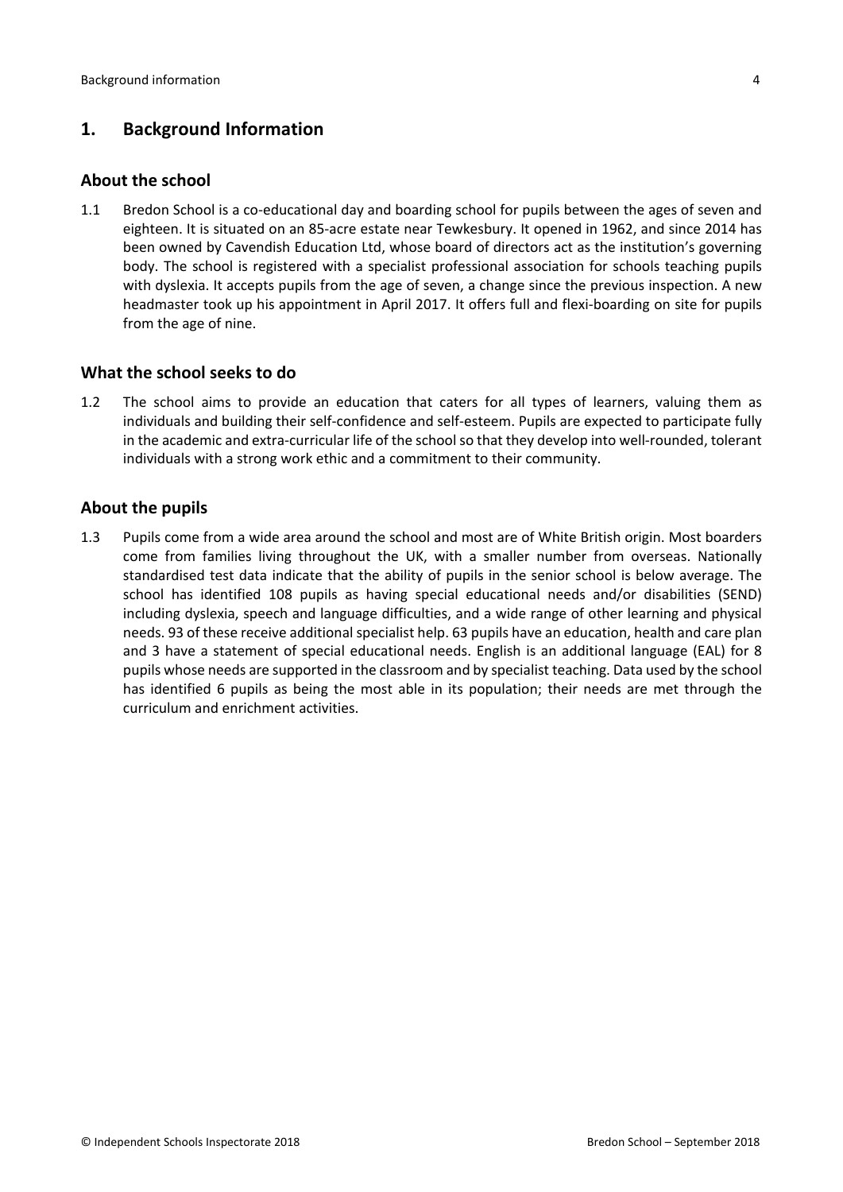## 1. Background Information

### About the school

1.1 Bredon School is a co-educational day and boarding school for pupils between the ages of seven and eighteen. It is situated on an 85-acre estate near Tewkesbury. It opened in 1962, and since 2014 has been owned by Cavendish Education Ltd, whose board of directors act as the institution's governing body. The school is registered with a specialist professional association for schools teaching pupils with dyslexia. It accepts pupils from the age of seven, a change since the previous inspection. A new headmaster took up his appointment in April 2017. It offers full and flexi-boarding on site for pupils from the age of nine.

### What the school seeks to do

1.2 The school aims to provide an education that caters for all types of learners, valuing them as individuals and building their self-confidence and self-esteem. Pupils are expected to participate fully in the academic and extra-curricular life of the school so that they develop into well-rounded, tolerant individuals with a strong work ethic and a commitment to their community.

### About the pupils

1.3 Pupils come from a wide area around the school and most are of White British origin. Most boarders come from families living throughout the UK, with a smaller number from overseas. Nationally standardised test data indicate that the ability of pupils in the senior school is below average. The school has identified 108 pupils as having special educational needs and/or disabilities (SEND) including dyslexia, speech and language difficulties, and a wide range of other learning and physical needs. 93 of these receive additional specialist help. 63 pupils have an education, health and care plan and 3 have a statement of special educational needs. English is an additional language (EAL) for 8 pupils whose needs are supported in the classroom and by specialist teaching. Data used by the school has identified 6 pupils as being the most able in its population; their needs are met through the curriculum and enrichment activities.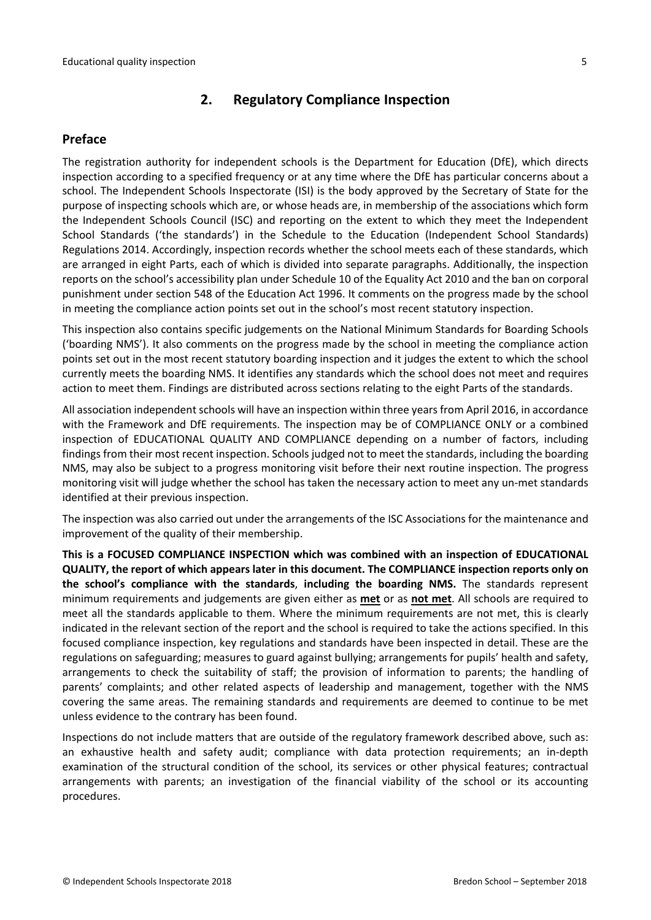## 2. Regulatory Compliance Inspection

### Preface

The registration authority for independent schools is the Department for Education (DfE), which directs inspection according to a specified frequency or at any time where the DfE has particular concerns about a school. The Independent Schools Inspectorate (ISI) is the body approved by the Secretary of State for the purpose of inspecting schools which are, or whose heads are, in membership of the associations which form the Independent Schools Council (ISC) and reporting on the extent to which they meet the Independent School Standards ('the standards') in the Schedule to the Education (Independent School Standards) Regulations 2014. Accordingly, inspection records whether the school meets each of these standards, which are arranged in eight Parts, each of which is divided into separate paragraphs. Additionally, the inspection reports on the school's accessibility plan under Schedule 10 of the Equality Act 2010 and the ban on corporal punishment under section 548 of the Education Act 1996. It comments on the progress made by the school in meeting the compliance action points set out in the school's most recent statutory inspection.

This inspection also contains specific judgements on the National Minimum Standards for Boarding Schools ('boarding NMS'). It also comments on the progress made by the school in meeting the compliance action points set out in the most recent statutory boarding inspection and it judges the extent to which the school currently meets the boarding NMS. It identifies any standards which the school does not meet and requires action to meet them. Findings are distributed across sections relating to the eight Parts of the standards.

All association independent schools will have an inspection within three years from April 2016, in accordance with the Framework and DfE requirements. The inspection may be of COMPLIANCE ONLY or a combined inspection of EDUCATIONAL QUALITY AND COMPLIANCE depending on a number of factors, including findings from their most recent inspection. Schools judged not to meet the standards, including the boarding NMS, may also be subject to a progress monitoring visit before their next routine inspection. The progress monitoring visit will judge whether the school has taken the necessary action to meet any un-met standards identified at their previous inspection.

The inspection was also carried out under the arrangements of the ISC Associations for the maintenance and improvement of the quality of their membership.

**This is a FOCUSED COMPLIANCE INSPECTION which was combined with an inspection of EDUCATIONAL QUALITY, the report of which appears later in this document. The COMPLIANCE inspection reports only on the school's compliance with the standards**, **including the boarding NMS.** The standards represent minimum requirements and judgements are given either as **met** or as **not met**. All schools are required to meet all the standards applicable to them. Where the minimum requirements are not met, this is clearly indicated in the relevant section of the report and the school is required to take the actions specified. In this focused compliance inspection, key regulations and standards have been inspected in detail. These are the regulations on safeguarding; measures to guard against bullying; arrangements for pupils' health and safety, arrangements to check the suitability of staff; the provision of information to parents; the handling of parents' complaints; and other related aspects of leadership and management, together with the NMS covering the same areas. The remaining standards and requirements are deemed to continue to be met unless evidence to the contrary has been found.

Inspections do not include matters that are outside of the regulatory framework described above, such as: an exhaustive health and safety audit; compliance with data protection requirements; an in-depth examination of the structural condition of the school, its services or other physical features; contractual arrangements with parents; an investigation of the financial viability of the school or its accounting procedures.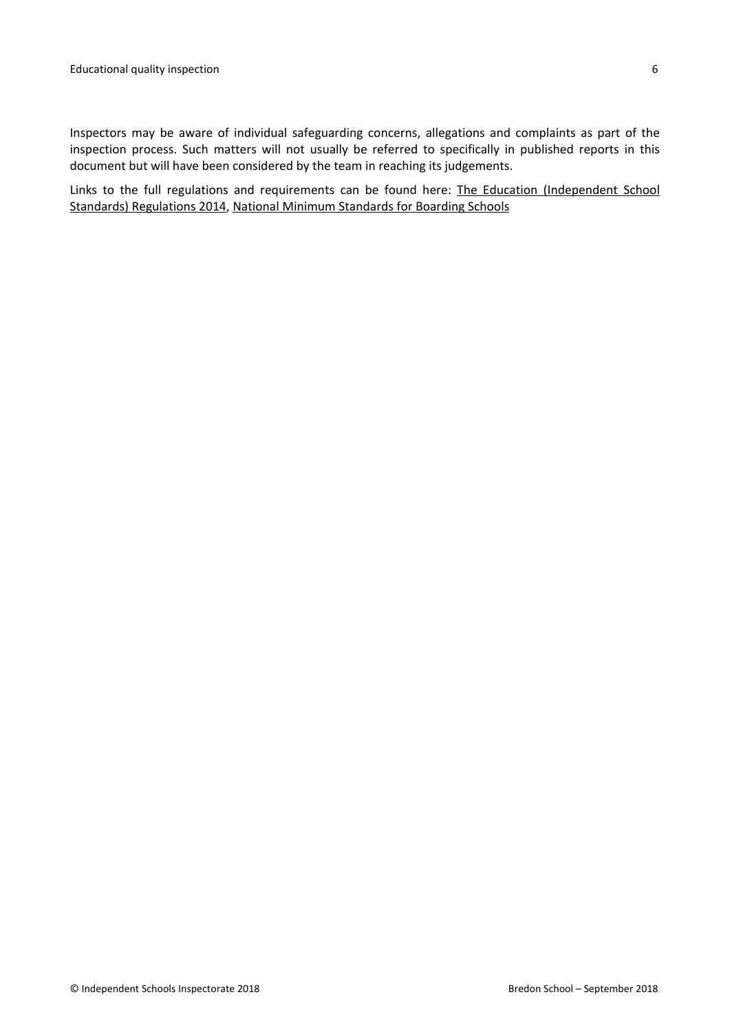Inspectors may be aware of individual safeguarding concerns, allegations and complaints as part of the inspection process. Such matters will not usually be referred to specifically in published reports in this document but will have been considered by the team in reaching its judgements.

Links to the full regulations and requirements can be found here: The Education (Independent School Standards) Regulations 2014, National Minimum Standards for Boarding Schools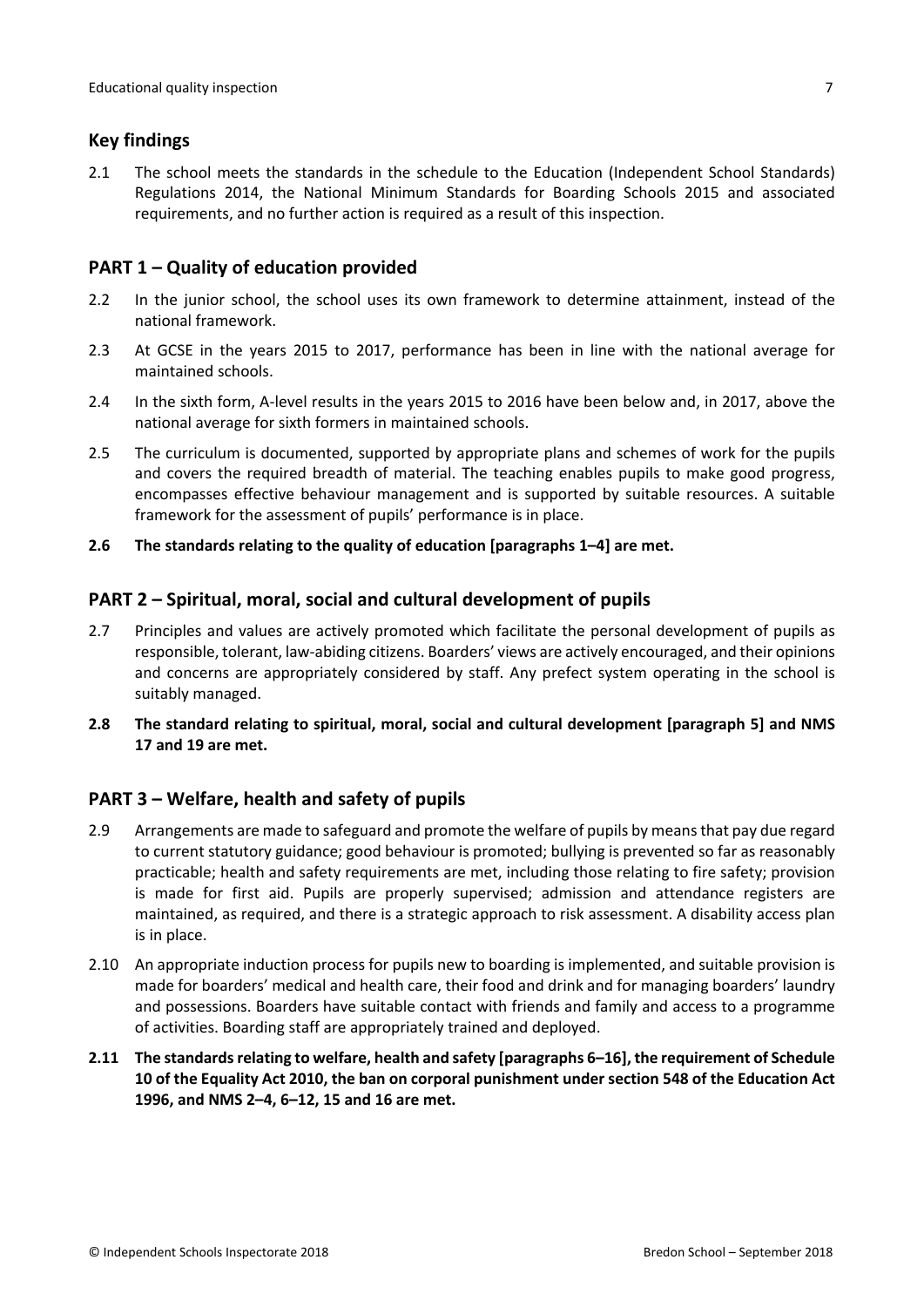## Key findings

2.1 The school meets the standards in the schedule to the Education (Independent School Standards) Regulations 2014, the National Minimum Standards for Boarding Schools 2015 and associated requirements, and no further action is required as a result of this inspection.

## PART 1 – Quality of education provided

2.2 In the junior school, the school uses its own framework to determine attainment, instead of the national framework.

2.3 At GCSE in the years 2015 to 2017, performance has been in line with the national average for maintained schools.

2.4 In the sixth form, A-level results in the years 2015 to 2016 have been below and, in 2017, above the national average for sixth formers in maintained schools.

2.5 The curriculum is documented, supported by appropriate plans and schemes of work for the pupils and covers the required breadth of material. The teaching enables pupils to make good progress, encompasses effective behaviour management and is supported by suitable resources. A suitable framework for the assessment of pupils' performance is in place.

**2.6 The standards relating to the quality of education [paragraphs 1–4] are met.**

## PART 2 – Spiritual, moral, social and cultural development of pupils

2.7 Principles and values are actively promoted which facilitate the personal development of pupils as responsible, tolerant, law-abiding citizens. Boarders' views are actively encouraged, and their opinions and concerns are appropriately considered by staff. Any prefect system operating in the school is suitably managed.

**2.8 The standard relating to spiritual, moral, social and cultural development [paragraph 5] and NMS 17 and 19 are met.**

## PART 3 – Welfare, health and safety of pupils

2.9 Arrangements are made to safeguard and promote the welfare of pupils by means that pay due regard to current statutory guidance; good behaviour is promoted; bullying is prevented so far as reasonably practicable; health and safety requirements are met, including those relating to fire safety; provision is made for first aid. Pupils are properly supervised; admission and attendance registers are maintained, as required, and there is a strategic approach to risk assessment. A disability access plan is in place.

2.10 An appropriate induction process for pupils new to boarding is implemented, and suitable provision is made for boarders' medical and health care, their food and drink and for managing boarders' laundry and possessions. Boarders have suitable contact with friends and family and access to a programme of activities. Boarding staff are appropriately trained and deployed.

**2.11 The standards relating to welfare, health and safety [paragraphs 6–16], the requirement of Schedule 10 of the Equality Act 2010, the ban on corporal punishment under section 548 of the Education Act 1996, and NMS 2–4, 6–12, 15 and 16 are met.**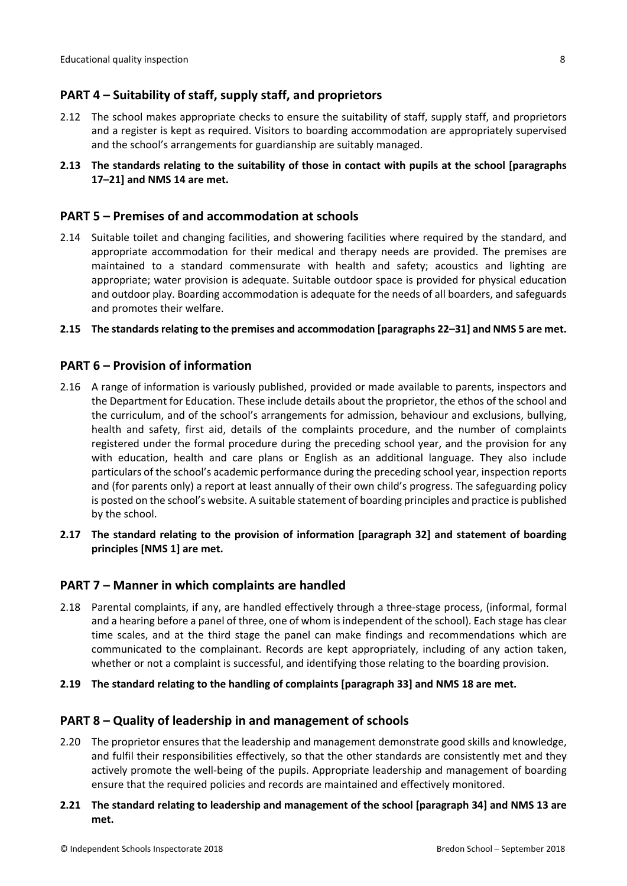## PART 4 – Suitability of staff, supply staff, and proprietors

2.12 The school makes appropriate checks to ensure the suitability of staff, supply staff, and proprietors and a register is kept as required. Visitors to boarding accommodation are appropriately supervised and the school's arrangements for guardianship are suitably managed.

**2.13 The standards relating to the suitability of those in contact with pupils at the school [paragraphs 17–21] and NMS 14 are met.**

## PART 5 – Premises of and accommodation at schools

2.14 Suitable toilet and changing facilities, and showering facilities where required by the standard, and appropriate accommodation for their medical and therapy needs are provided. The premises are maintained to a standard commensurate with health and safety; acoustics and lighting are appropriate; water provision is adequate. Suitable outdoor space is provided for physical education and outdoor play. Boarding accommodation is adequate for the needs of all boarders, and safeguards and promotes their welfare.

**2.15 The standards relating to the premises and accommodation [paragraphs 22–31] and NMS 5 are met.**

## PART 6 – Provision of information

2.16 A range of information is variously published, provided or made available to parents, inspectors and the Department for Education. These include details about the proprietor, the ethos of the school and the curriculum, and of the school's arrangements for admission, behaviour and exclusions, bullying, health and safety, first aid, details of the complaints procedure, and the number of complaints registered under the formal procedure during the preceding school year, and the provision for any with education, health and care plans or English as an additional language. They also include particulars of the school's academic performance during the preceding school year, inspection reports and (for parents only) a report at least annually of their own child's progress. The safeguarding policy is posted on the school's website. A suitable statement of boarding principles and practice is published by the school.

**2.17 The standard relating to the provision of information [paragraph 32] and statement of boarding principles [NMS 1] are met.**

## PART 7 – Manner in which complaints are handled

2.18 Parental complaints, if any, are handled effectively through a three-stage process, (informal, formal and a hearing before a panel of three, one of whom is independent of the school). Each stage has clear time scales, and at the third stage the panel can make findings and recommendations which are communicated to the complainant. Records are kept appropriately, including of any action taken, whether or not a complaint is successful, and identifying those relating to the boarding provision.

**2.19 The standard relating to the handling of complaints [paragraph 33] and NMS 18 are met.**

## PART 8 – Quality of leadership in and management of schools

2.20 The proprietor ensures that the leadership and management demonstrate good skills and knowledge, and fulfil their responsibilities effectively, so that the other standards are consistently met and they actively promote the well-being of the pupils. Appropriate leadership and management of boarding ensure that the required policies and records are maintained and effectively monitored.

**2.21 The standard relating to leadership and management of the school [paragraph 34] and NMS 13 are met.**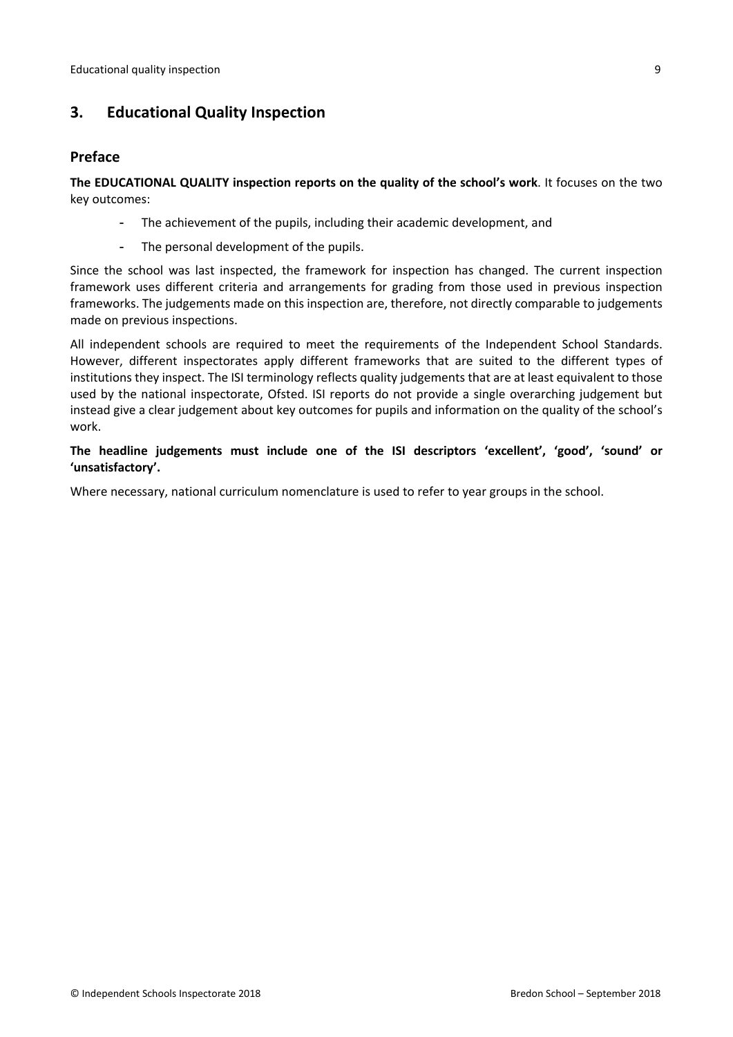## 3. Educational Quality Inspection

### Preface

**The EDUCATIONAL QUALITY inspection reports on the quality of the school's work**. It focuses on the two key outcomes:

- The achievement of the pupils, including their academic development, and
- The personal development of the pupils.

Since the school was last inspected, the framework for inspection has changed. The current inspection framework uses different criteria and arrangements for grading from those used in previous inspection frameworks. The judgements made on this inspection are, therefore, not directly comparable to judgements made on previous inspections.

All independent schools are required to meet the requirements of the Independent School Standards. However, different inspectorates apply different frameworks that are suited to the different types of institutions they inspect. The ISI terminology reflects quality judgements that are at least equivalent to those used by the national inspectorate, Ofsted. ISI reports do not provide a single overarching judgement but instead give a clear judgement about key outcomes for pupils and information on the quality of the school's work.

**The headline judgements must include one of the ISI descriptors 'excellent', 'good', 'sound' or 'unsatisfactory'.**

Where necessary, national curriculum nomenclature is used to refer to year groups in the school.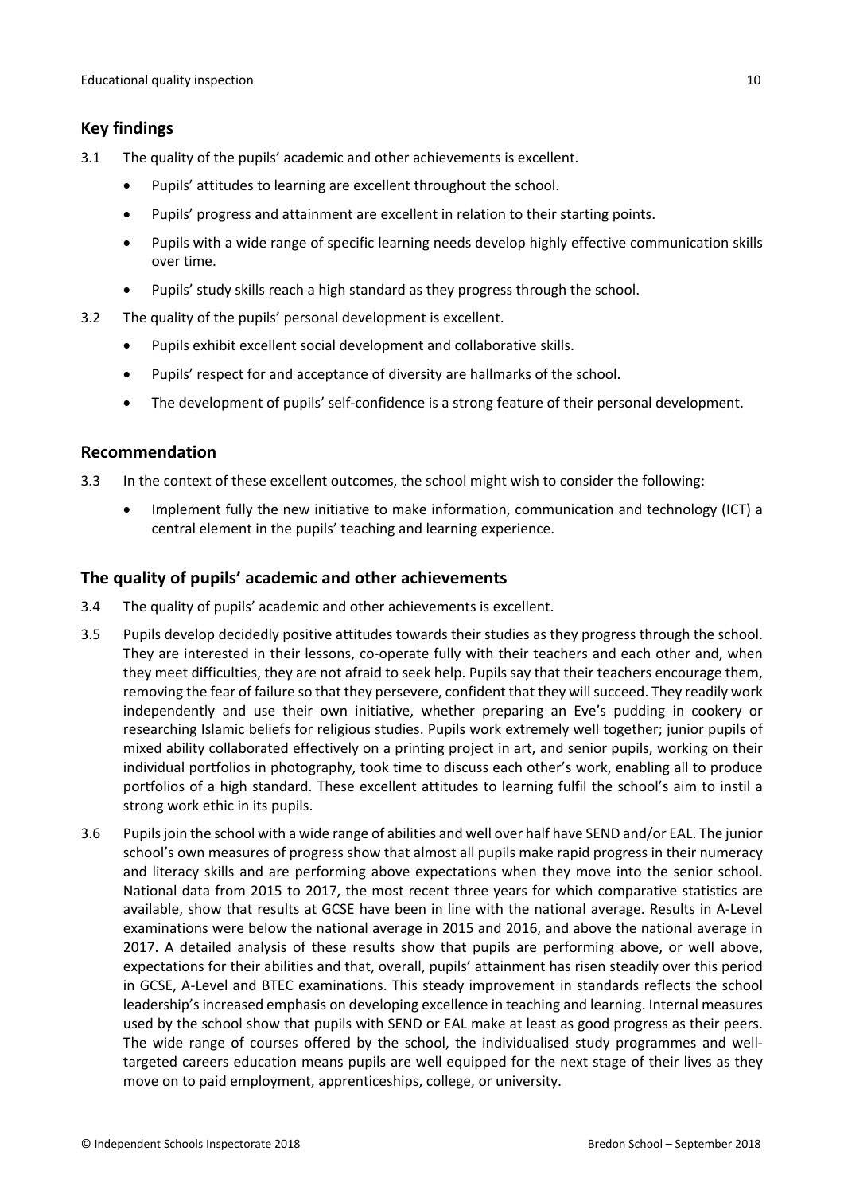## Key findings

3.1 The quality of the pupils' academic and other achievements is excellent.

- Pupils' attitudes to learning are excellent throughout the school.
- Pupils' progress and attainment are excellent in relation to their starting points.
- Pupils with a wide range of specific learning needs develop highly effective communication skills over time.
- Pupils' study skills reach a high standard as they progress through the school.

3.2 The quality of the pupils' personal development is excellent.

- Pupils exhibit excellent social development and collaborative skills.
- Pupils' respect for and acceptance of diversity are hallmarks of the school.
- The development of pupils' self-confidence is a strong feature of their personal development.

## Recommendation

3.3 In the context of these excellent outcomes, the school might wish to consider the following:

- Implement fully the new initiative to make information, communication and technology (ICT) a central element in the pupils' teaching and learning experience.

## The quality of pupils' academic and other achievements

3.4 The quality of pupils' academic and other achievements is excellent.

3.5 Pupils develop decidedly positive attitudes towards their studies as they progress through the school. They are interested in their lessons, co-operate fully with their teachers and each other and, when they meet difficulties, they are not afraid to seek help. Pupils say that their teachers encourage them, removing the fear of failure so that they persevere, confident that they will succeed. They readily work independently and use their own initiative, whether preparing an Eve's pudding in cookery or researching Islamic beliefs for religious studies. Pupils work extremely well together; junior pupils of mixed ability collaborated effectively on a printing project in art, and senior pupils, working on their individual portfolios in photography, took time to discuss each other's work, enabling all to produce portfolios of a high standard. These excellent attitudes to learning fulfil the school's aim to instil a strong work ethic in its pupils.

3.6 Pupils join the school with a wide range of abilities and well over half have SEND and/or EAL. The junior school's own measures of progress show that almost all pupils make rapid progress in their numeracy and literacy skills and are performing above expectations when they move into the senior school. National data from 2015 to 2017, the most recent three years for which comparative statistics are available, show that results at GCSE have been in line with the national average. Results in A-Level examinations were below the national average in 2015 and 2016, and above the national average in 2017. A detailed analysis of these results show that pupils are performing above, or well above, expectations for their abilities and that, overall, pupils' attainment has risen steadily over this period in GCSE, A-Level and BTEC examinations. This steady improvement in standards reflects the school leadership's increased emphasis on developing excellence in teaching and learning. Internal measures used by the school show that pupils with SEND or EAL make at least as good progress as their peers. The wide range of courses offered by the school, the individualised study programmes and well-targeted careers education means pupils are well equipped for the next stage of their lives as they move on to paid employment, apprenticeships, college, or university.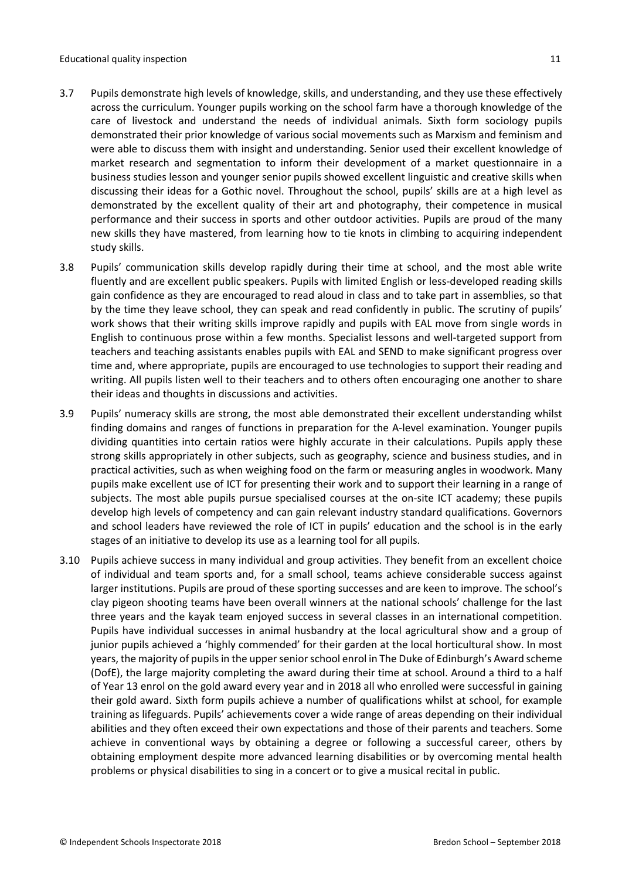3.7 Pupils demonstrate high levels of knowledge, skills, and understanding, and they use these effectively across the curriculum. Younger pupils working on the school farm have a thorough knowledge of the care of livestock and understand the needs of individual animals. Sixth form sociology pupils demonstrated their prior knowledge of various social movements such as Marxism and feminism and were able to discuss them with insight and understanding. Senior used their excellent knowledge of market research and segmentation to inform their development of a market questionnaire in a business studies lesson and younger senior pupils showed excellent linguistic and creative skills when discussing their ideas for a Gothic novel. Throughout the school, pupils' skills are at a high level as demonstrated by the excellent quality of their art and photography, their competence in musical performance and their success in sports and other outdoor activities. Pupils are proud of the many new skills they have mastered, from learning how to tie knots in climbing to acquiring independent study skills.

3.8 Pupils' communication skills develop rapidly during their time at school, and the most able write fluently and are excellent public speakers. Pupils with limited English or less-developed reading skills gain confidence as they are encouraged to read aloud in class and to take part in assemblies, so that by the time they leave school, they can speak and read confidently in public. The scrutiny of pupils' work shows that their writing skills improve rapidly and pupils with EAL move from single words in English to continuous prose within a few months. Specialist lessons and well-targeted support from teachers and teaching assistants enables pupils with EAL and SEND to make significant progress over time and, where appropriate, pupils are encouraged to use technologies to support their reading and writing. All pupils listen well to their teachers and to others often encouraging one another to share their ideas and thoughts in discussions and activities.

3.9 Pupils' numeracy skills are strong, the most able demonstrated their excellent understanding whilst finding domains and ranges of functions in preparation for the A-level examination. Younger pupils dividing quantities into certain ratios were highly accurate in their calculations. Pupils apply these strong skills appropriately in other subjects, such as geography, science and business studies, and in practical activities, such as when weighing food on the farm or measuring angles in woodwork. Many pupils make excellent use of ICT for presenting their work and to support their learning in a range of subjects. The most able pupils pursue specialised courses at the on-site ICT academy; these pupils develop high levels of competency and can gain relevant industry standard qualifications. Governors and school leaders have reviewed the role of ICT in pupils' education and the school is in the early stages of an initiative to develop its use as a learning tool for all pupils.

3.10 Pupils achieve success in many individual and group activities. They benefit from an excellent choice of individual and team sports and, for a small school, teams achieve considerable success against larger institutions. Pupils are proud of these sporting successes and are keen to improve. The school's clay pigeon shooting teams have been overall winners at the national schools' challenge for the last three years and the kayak team enjoyed success in several classes in an international competition. Pupils have individual successes in animal husbandry at the local agricultural show and a group of junior pupils achieved a 'highly commended' for their garden at the local horticultural show. In most years, the majority of pupils in the upper senior school enrol in The Duke of Edinburgh's Award scheme (DofE), the large majority completing the award during their time at school. Around a third to a half of Year 13 enrol on the gold award every year and in 2018 all who enrolled were successful in gaining their gold award. Sixth form pupils achieve a number of qualifications whilst at school, for example training as lifeguards. Pupils' achievements cover a wide range of areas depending on their individual abilities and they often exceed their own expectations and those of their parents and teachers. Some achieve in conventional ways by obtaining a degree or following a successful career, others by obtaining employment despite more advanced learning disabilities or by overcoming mental health problems or physical disabilities to sing in a concert or to give a musical recital in public.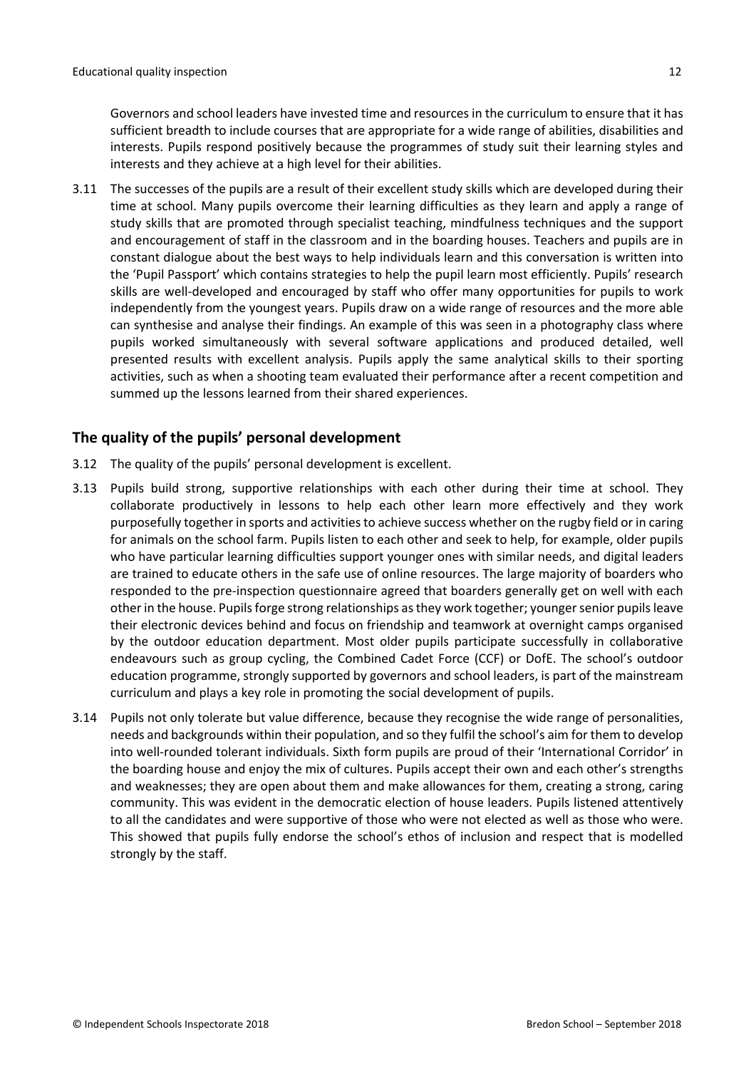Governors and school leaders have invested time and resources in the curriculum to ensure that it has sufficient breadth to include courses that are appropriate for a wide range of abilities, disabilities and interests. Pupils respond positively because the programmes of study suit their learning styles and interests and they achieve at a high level for their abilities.

3.11 The successes of the pupils are a result of their excellent study skills which are developed during their time at school. Many pupils overcome their learning difficulties as they learn and apply a range of study skills that are promoted through specialist teaching, mindfulness techniques and the support and encouragement of staff in the classroom and in the boarding houses. Teachers and pupils are in constant dialogue about the best ways to help individuals learn and this conversation is written into the 'Pupil Passport' which contains strategies to help the pupil learn most efficiently. Pupils' research skills are well-developed and encouraged by staff who offer many opportunities for pupils to work independently from the youngest years. Pupils draw on a wide range of resources and the more able can synthesise and analyse their findings. An example of this was seen in a photography class where pupils worked simultaneously with several software applications and produced detailed, well presented results with excellent analysis. Pupils apply the same analytical skills to their sporting activities, such as when a shooting team evaluated their performance after a recent competition and summed up the lessons learned from their shared experiences.

## The quality of the pupils' personal development

3.12 The quality of the pupils' personal development is excellent.

3.13 Pupils build strong, supportive relationships with each other during their time at school. They collaborate productively in lessons to help each other learn more effectively and they work purposefully together in sports and activities to achieve success whether on the rugby field or in caring for animals on the school farm. Pupils listen to each other and seek to help, for example, older pupils who have particular learning difficulties support younger ones with similar needs, and digital leaders are trained to educate others in the safe use of online resources. The large majority of boarders who responded to the pre-inspection questionnaire agreed that boarders generally get on well with each other in the house. Pupils forge strong relationships as they work together; younger senior pupils leave their electronic devices behind and focus on friendship and teamwork at overnight camps organised by the outdoor education department. Most older pupils participate successfully in collaborative endeavours such as group cycling, the Combined Cadet Force (CCF) or DofE. The school's outdoor education programme, strongly supported by governors and school leaders, is part of the mainstream curriculum and plays a key role in promoting the social development of pupils.

3.14 Pupils not only tolerate but value difference, because they recognise the wide range of personalities, needs and backgrounds within their population, and so they fulfil the school's aim for them to develop into well-rounded tolerant individuals. Sixth form pupils are proud of their 'International Corridor' in the boarding house and enjoy the mix of cultures. Pupils accept their own and each other's strengths and weaknesses; they are open about them and make allowances for them, creating a strong, caring community. This was evident in the democratic election of house leaders. Pupils listened attentively to all the candidates and were supportive of those who were not elected as well as those who were. This showed that pupils fully endorse the school's ethos of inclusion and respect that is modelled strongly by the staff.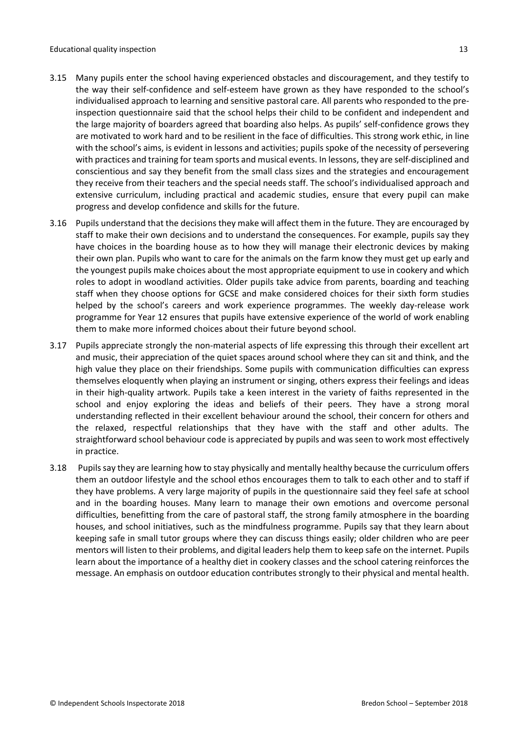3.15 Many pupils enter the school having experienced obstacles and discouragement, and they testify to the way their self-confidence and self-esteem have grown as they have responded to the school's individualised approach to learning and sensitive pastoral care. All parents who responded to the pre-inspection questionnaire said that the school helps their child to be confident and independent and the large majority of boarders agreed that boarding also helps. As pupils' self-confidence grows they are motivated to work hard and to be resilient in the face of difficulties. This strong work ethic, in line with the school's aims, is evident in lessons and activities; pupils spoke of the necessity of persevering with practices and training for team sports and musical events. In lessons, they are self-disciplined and conscientious and say they benefit from the small class sizes and the strategies and encouragement they receive from their teachers and the special needs staff. The school's individualised approach and extensive curriculum, including practical and academic studies, ensure that every pupil can make progress and develop confidence and skills for the future.

3.16 Pupils understand that the decisions they make will affect them in the future. They are encouraged by staff to make their own decisions and to understand the consequences. For example, pupils say they have choices in the boarding house as to how they will manage their electronic devices by making their own plan. Pupils who want to care for the animals on the farm know they must get up early and the youngest pupils make choices about the most appropriate equipment to use in cookery and which roles to adopt in woodland activities. Older pupils take advice from parents, boarding and teaching staff when they choose options for GCSE and make considered choices for their sixth form studies helped by the school's careers and work experience programmes. The weekly day-release work programme for Year 12 ensures that pupils have extensive experience of the world of work enabling them to make more informed choices about their future beyond school.

3.17 Pupils appreciate strongly the non-material aspects of life expressing this through their excellent art and music, their appreciation of the quiet spaces around school where they can sit and think, and the high value they place on their friendships. Some pupils with communication difficulties can express themselves eloquently when playing an instrument or singing, others express their feelings and ideas in their high-quality artwork. Pupils take a keen interest in the variety of faiths represented in the school and enjoy exploring the ideas and beliefs of their peers. They have a strong moral understanding reflected in their excellent behaviour around the school, their concern for others and the relaxed, respectful relationships that they have with the staff and other adults. The straightforward school behaviour code is appreciated by pupils and was seen to work most effectively in practice.

3.18 Pupils say they are learning how to stay physically and mentally healthy because the curriculum offers them an outdoor lifestyle and the school ethos encourages them to talk to each other and to staff if they have problems. A very large majority of pupils in the questionnaire said they feel safe at school and in the boarding houses. Many learn to manage their own emotions and overcome personal difficulties, benefitting from the care of pastoral staff, the strong family atmosphere in the boarding houses, and school initiatives, such as the mindfulness programme. Pupils say that they learn about keeping safe in small tutor groups where they can discuss things easily; older children who are peer mentors will listen to their problems, and digital leaders help them to keep safe on the internet. Pupils learn about the importance of a healthy diet in cookery classes and the school catering reinforces the message. An emphasis on outdoor education contributes strongly to their physical and mental health.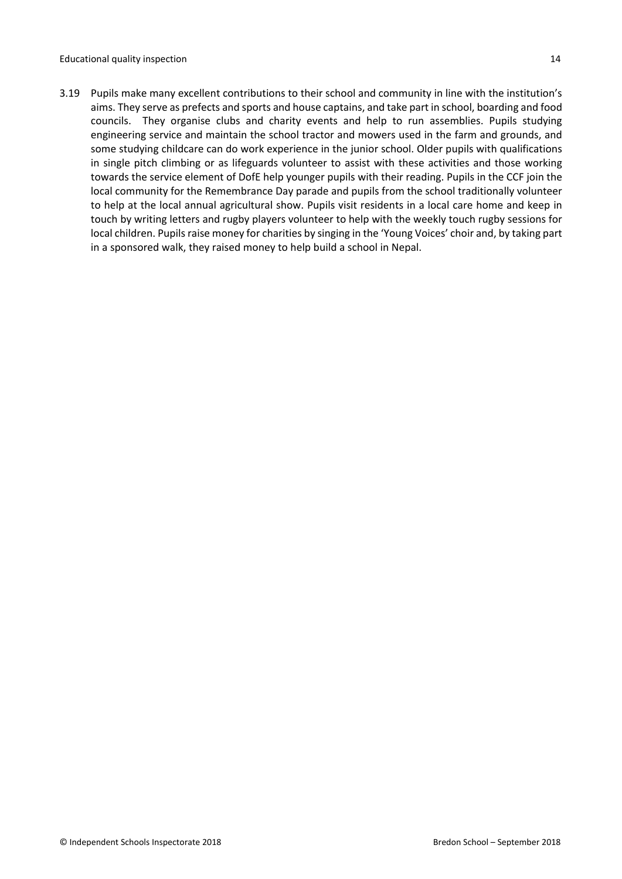3.19 Pupils make many excellent contributions to their school and community in line with the institution's aims. They serve as prefects and sports and house captains, and take part in school, boarding and food councils. They organise clubs and charity events and help to run assemblies. Pupils studying engineering service and maintain the school tractor and mowers used in the farm and grounds, and some studying childcare can do work experience in the junior school. Older pupils with qualifications in single pitch climbing or as lifeguards volunteer to assist with these activities and those working towards the service element of DofE help younger pupils with their reading. Pupils in the CCF join the local community for the Remembrance Day parade and pupils from the school traditionally volunteer to help at the local annual agricultural show. Pupils visit residents in a local care home and keep in touch by writing letters and rugby players volunteer to help with the weekly touch rugby sessions for local children. Pupils raise money for charities by singing in the 'Young Voices' choir and, by taking part in a sponsored walk, they raised money to help build a school in Nepal.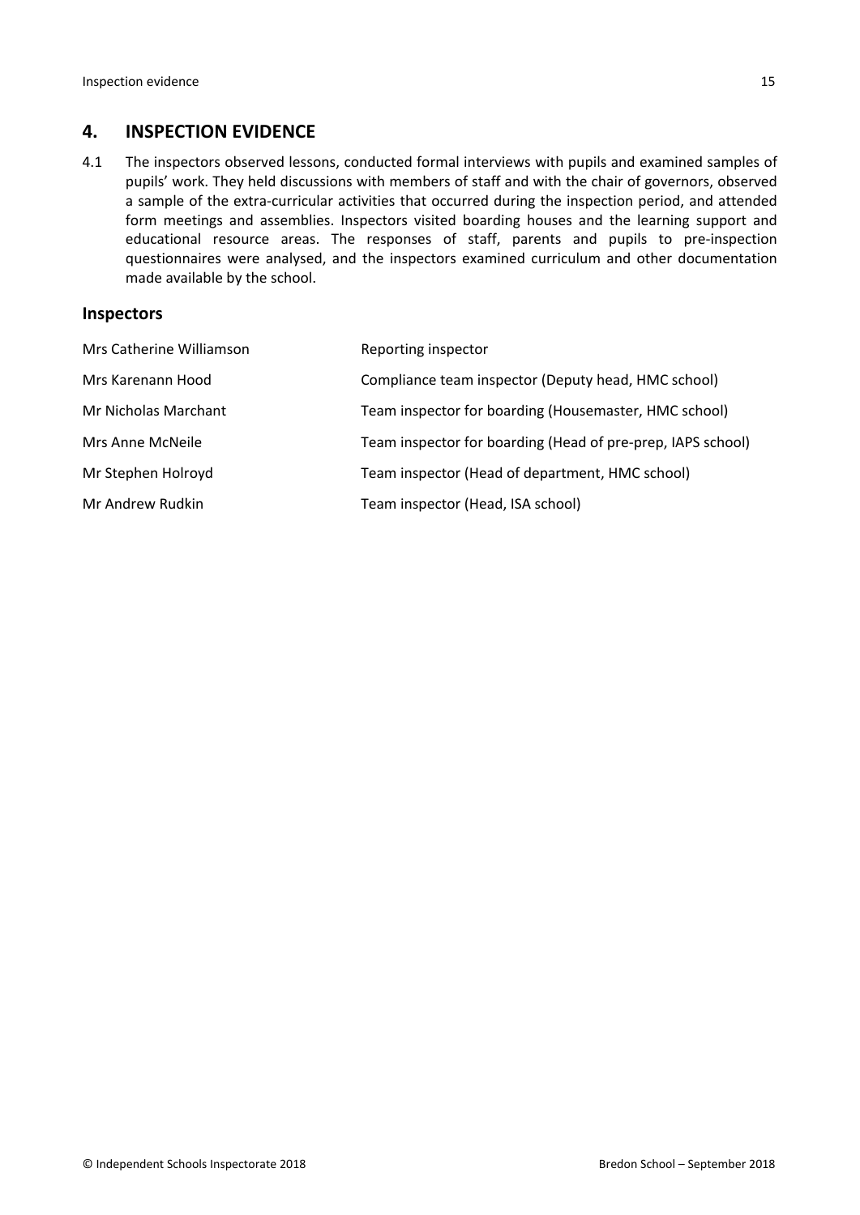## 4. INSPECTION EVIDENCE

4.1 The inspectors observed lessons, conducted formal interviews with pupils and examined samples of pupils' work. They held discussions with members of staff and with the chair of governors, observed a sample of the extra-curricular activities that occurred during the inspection period, and attended form meetings and assemblies. Inspectors visited boarding houses and the learning support and educational resource areas. The responses of staff, parents and pupils to pre-inspection questionnaires were analysed, and the inspectors examined curriculum and other documentation made available by the school.

### Inspectors

| | |
|---|---|
| Mrs Catherine Williamson | Reporting inspector |
| Mrs Karenann Hood | Compliance team inspector (Deputy head, HMC school) |
| Mr Nicholas Marchant | Team inspector for boarding (Housemaster, HMC school) |
| Mrs Anne McNeile | Team inspector for boarding (Head of pre-prep, IAPS school) |
| Mr Stephen Holroyd | Team inspector (Head of department, HMC school) |
| Mr Andrew Rudkin | Team inspector (Head, ISA school) |